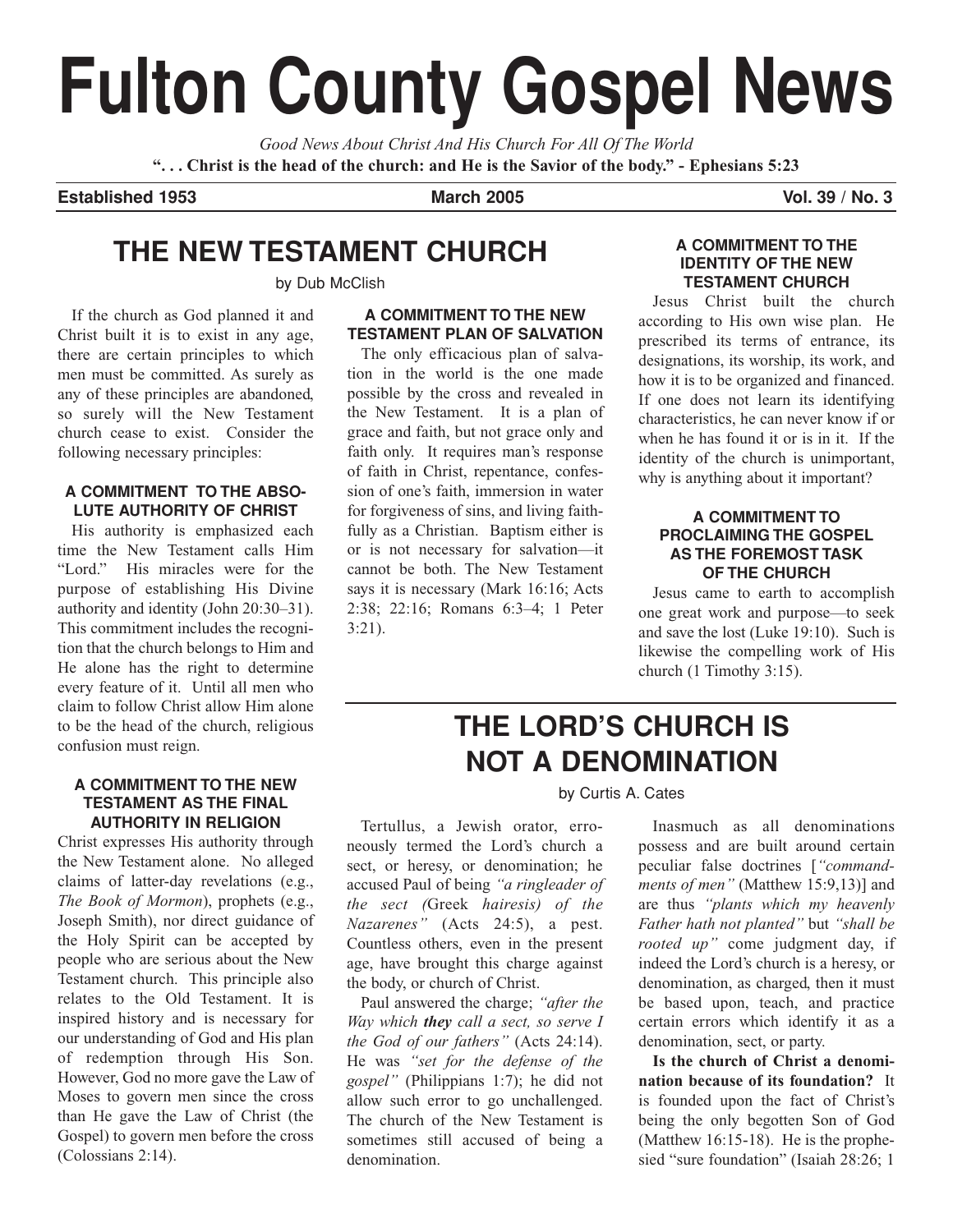# Fulton County Gospel News

*Good News About Christ And His Church For All Of The World*

**". . . Christ is the head of the church: and He is the Savior of the body." - Ephesians 5:23**

**Established 1953** | **March 2005** | **Vol. 39 / No. 3**

## THE NEW TESTAMENT CHURCH

by Dub McClish

If the church as God planned it and Christ built it is to exist in any age, there are certain principles to which men must be committed. As surely as any of these principles are abandoned, so surely will the New Testament church cease to exist. Consider the following necessary principles:

### A COMMITMENT TO THE ABSOLUTE AUTHORITY OF CHRIST

His authority is emphasized each time the New Testament calls Him "Lord." His miracles were for the purpose of establishing His Divine authority and identity (John 20:30–31). This commitment includes the recognition that the church belongs to Him and He alone has the right to determine every feature of it. Until all men who claim to follow Christ allow Him alone to be the head of the church, religious confusion must reign.

### A COMMITMENT TO THE NEW TESTAMENT AS THE FINAL AUTHORITY IN RELIGION

Christ expresses His authority through the New Testament alone. No alleged claims of latter-day revelations (e.g., *The Book of Mormon*), prophets (e.g., Joseph Smith), nor direct guidance of the Holy Spirit can be accepted by people who are serious about the New Testament church. This principle also relates to the Old Testament. It is inspired history and is necessary for our understanding of God and His plan of redemption through His Son. However, God no more gave the Law of Moses to govern men since the cross than He gave the Law of Christ (the Gospel) to govern men before the cross (Colossians 2:14).

### A COMMITMENT TO THE NEW TESTAMENT PLAN OF SALVATION

The only efficacious plan of salvation in the world is the one made possible by the cross and revealed in the New Testament. It is a plan of grace and faith, but not grace only and faith only. It requires man's response of faith in Christ, repentance, confession of one's faith, immersion in water for forgiveness of sins, and living faithfully as a Christian. Baptism either is or is not necessary for salvation—it cannot be both. The New Testament says it is necessary (Mark 16:16; Acts 2:38; 22:16; Romans 6:3–4; 1 Peter 3:21).

### A COMMITMENT TO THE IDENTITY OF THE NEW TESTAMENT CHURCH

Jesus Christ built the church according to His own wise plan. He prescribed its terms of entrance, its designations, its worship, its work, and how it is to be organized and financed. If one does not learn its identifying characteristics, he can never know if or when he has found it or is in it. If the identity of the church is unimportant, why is anything about it important?

### A COMMITMENT TO PROCLAIMING THE GOSPEL AS THE FOREMOST TASK OF THE CHURCH

Jesus came to earth to accomplish one great work and purpose—to seek and save the lost (Luke 19:10). Such is likewise the compelling work of His church (1 Timothy 3:15).

## THE LORD'S CHURCH IS NOT A DENOMINATION

by Curtis A. Cates

Tertullus, a Jewish orator, erroneously termed the Lord's church a sect, or heresy, or denomination; he accused Paul of being *"a ringleader of the sect (*Greek *hairesis) of the Nazarenes"* (Acts 24:5), a pest. Countless others, even in the present age, have brought this charge against the body, or church of Christ.

Paul answered the charge; *"after the Way which **they** call a sect, so serve I the God of our fathers"* (Acts 24:14). He was *"set for the defense of the gospel"* (Philippians 1:7); he did not allow such error to go unchallenged. The church of the New Testament is sometimes still accused of being a denomination.

Inasmuch as all denominations possess and are built around certain peculiar false doctrines [*"commandments of men"* (Matthew 15:9,13)] and are thus *"plants which my heavenly Father hath not planted"* but *"shall be rooted up"* come judgment day, if indeed the Lord's church is a heresy, or denomination, as charged, then it must be based upon, teach, and practice certain errors which identify it as a denomination, sect, or party.

**Is the church of Christ a denomination because of its foundation?** It is founded upon the fact of Christ's being the only begotten Son of God (Matthew 16:15-18). He is the prophesied "sure foundation" (Isaiah 28:26; 1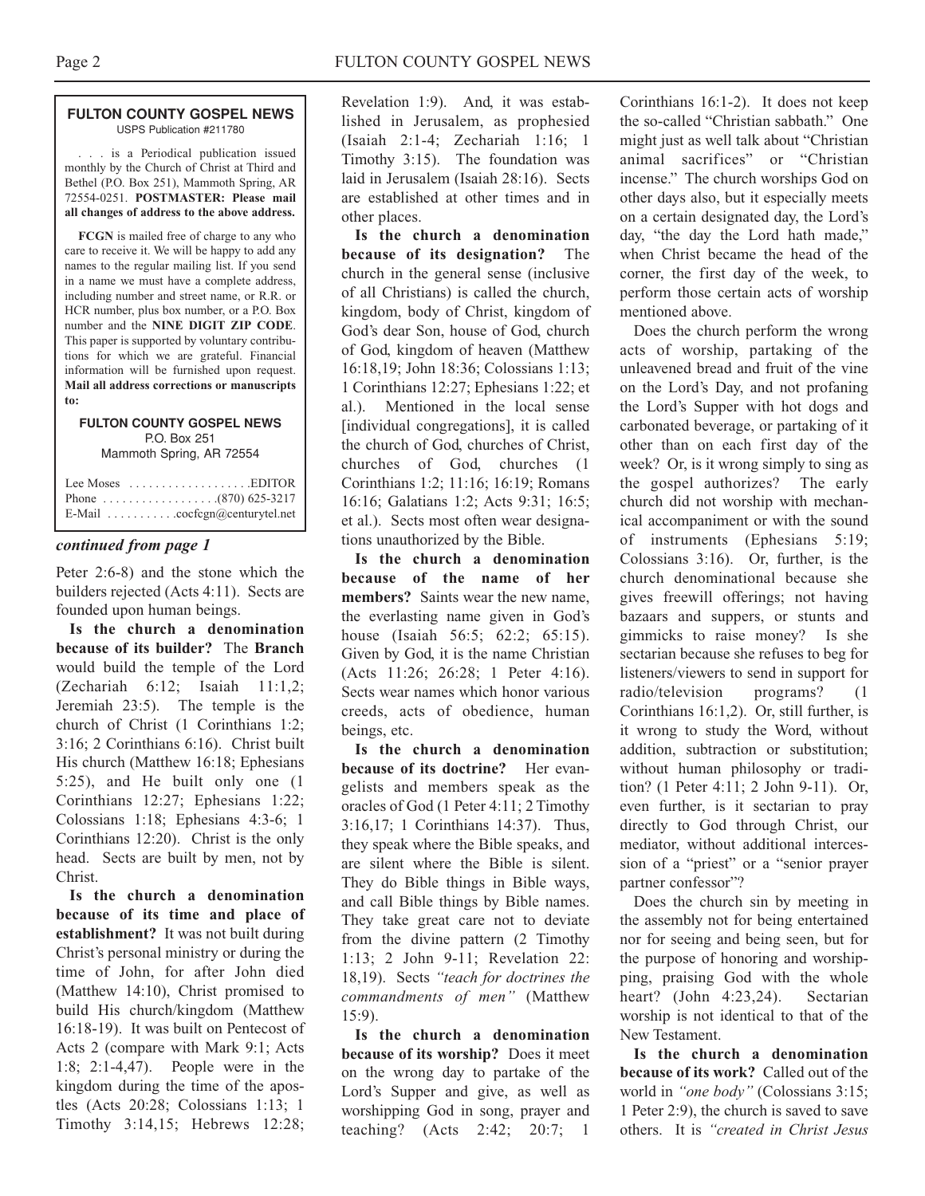**FULTON COUNTY GOSPEL NEWS**
USPS Publication #211780

. . . is a Periodical publication issued monthly by the Church of Christ at Third and Bethel (P.O. Box 251), Mammoth Spring, AR 72554-0251. **POSTMASTER: Please mail all changes of address to the above address.**

**FCGN** is mailed free of charge to any who care to receive it. We will be happy to add any names to the regular mailing list. If you send in a name we must have a complete address, including number and street name, or R.R. or HCR number, plus box number, or a P.O. Box number and the **NINE DIGIT ZIP CODE**. This paper is supported by voluntary contributions for which we are grateful. Financial information will be furnished upon request. **Mail all address corrections or manuscripts to:**

**FULTON COUNTY GOSPEL NEWS**
P.O. Box 251
Mammoth Spring, AR 72554

Lee Moses . . . . . . . . . . . . . . . . . . .EDITOR
Phone . . . . . . . . . . . . . . . . . .(870) 625-3217
E-Mail . . . . . . . . . . .cocfcgn@centurytel.net

***continued from page 1***

Peter 2:6-8) and the stone which the builders rejected (Acts 4:11). Sects are founded upon human beings.

**Is the church a denomination because of its builder?** The **Branch** would build the temple of the Lord (Zechariah 6:12; Isaiah 11:1,2; Jeremiah 23:5). The temple is the church of Christ (1 Corinthians 1:2; 3:16; 2 Corinthians 6:16). Christ built His church (Matthew 16:18; Ephesians 5:25), and He built only one (1 Corinthians 12:27; Ephesians 1:22; Colossians 1:18; Ephesians 4:3-6; 1 Corinthians 12:20). Christ is the only head. Sects are built by men, not by Christ.

**Is the church a denomination because of its time and place of establishment?** It was not built during Christ's personal ministry or during the time of John, for after John died (Matthew 14:10), Christ promised to build His church/kingdom (Matthew 16:18-19). It was built on Pentecost of Acts 2 (compare with Mark 9:1; Acts 1:8; 2:1-4,47). People were in the kingdom during the time of the apostles (Acts 20:28; Colossians 1:13; 1 Timothy 3:14,15; Hebrews 12:28; Revelation 1:9). And, it was established in Jerusalem, as prophesied (Isaiah 2:1-4; Zechariah 1:16; 1 Timothy 3:15). The foundation was laid in Jerusalem (Isaiah 28:16). Sects are established at other times and in other places.

**Is the church a denomination because of its designation?** The church in the general sense (inclusive of all Christians) is called the church, kingdom, body of Christ, kingdom of God's dear Son, house of God, church of God, kingdom of heaven (Matthew 16:18,19; John 18:36; Colossians 1:13; 1 Corinthians 12:27; Ephesians 1:22; et al.). Mentioned in the local sense [individual congregations], it is called the church of God, churches of Christ, churches of God, churches (1 Corinthians 1:2; 11:16; 16:19; Romans 16:16; Galatians 1:2; Acts 9:31; 16:5; et al.). Sects most often wear designations unauthorized by the Bible.

**Is the church a denomination because of the name of her members?** Saints wear the new name, the everlasting name given in God's house (Isaiah 56:5; 62:2; 65:15). Given by God, it is the name Christian (Acts 11:26; 26:28; 1 Peter 4:16). Sects wear names which honor various creeds, acts of obedience, human beings, etc.

**Is the church a denomination because of its doctrine?** Her evangelists and members speak as the oracles of God (1 Peter 4:11; 2 Timothy 3:16,17; 1 Corinthians 14:37). Thus, they speak where the Bible speaks, and are silent where the Bible is silent. They do Bible things in Bible ways, and call Bible things by Bible names. They take great care not to deviate from the divine pattern (2 Timothy 1:13; 2 John 9-11; Revelation 22: 18,19). Sects *"teach for doctrines the commandments of men"* (Matthew 15:9).

**Is the church a denomination because of its worship?** Does it meet on the wrong day to partake of the Lord's Supper and give, as well as worshipping God in song, prayer and teaching? (Acts 2:42; 20:7; 1 Corinthians 16:1-2). It does not keep the so-called "Christian sabbath." One might just as well talk about "Christian animal sacrifices" or "Christian incense." The church worships God on other days also, but it especially meets on a certain designated day, the Lord's day, "the day the Lord hath made," when Christ became the head of the corner, the first day of the week, to perform those certain acts of worship mentioned above.

Does the church perform the wrong acts of worship, partaking of the unleavened bread and fruit of the vine on the Lord's Day, and not profaning the Lord's Supper with hot dogs and carbonated beverage, or partaking of it other than on each first day of the week? Or, is it wrong simply to sing as the gospel authorizes? The early church did not worship with mechanical accompaniment or with the sound of instruments (Ephesians 5:19; Colossians 3:16). Or, further, is the church denominational because she gives freewill offerings; not having bazaars and suppers, or stunts and gimmicks to raise money? Is she sectarian because she refuses to beg for listeners/viewers to send in support for radio/television programs? (1 Corinthians 16:1,2). Or, still further, is it wrong to study the Word, without addition, subtraction or substitution; without human philosophy or tradition? (1 Peter 4:11; 2 John 9-11). Or, even further, is it sectarian to pray directly to God through Christ, our mediator, without additional intercession of a "priest" or a "senior prayer partner confessor"?

Does the church sin by meeting in the assembly not for being entertained nor for seeing and being seen, but for the purpose of honoring and worshipping, praising God with the whole heart? (John 4:23,24). Sectarian worship is not identical to that of the New Testament.

**Is the church a denomination because of its work?** Called out of the world in *"one body"* (Colossians 3:15; 1 Peter 2:9), the church is saved to save others. It is *"created in Christ Jesus*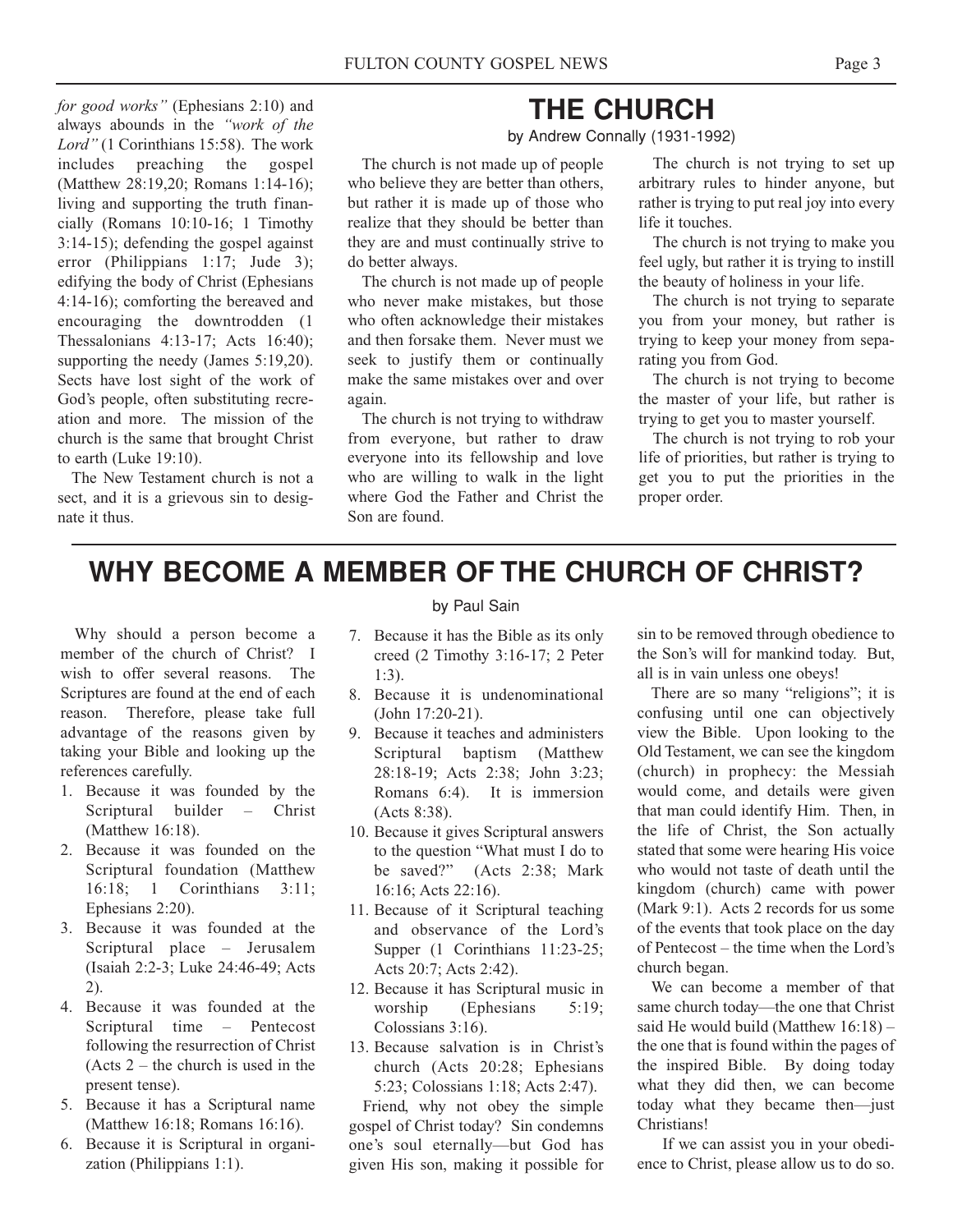*for good works"* (Ephesians 2:10) and always abounds in the *"work of the Lord"* (1 Corinthians 15:58). The work includes preaching the gospel (Matthew 28:19,20; Romans 1:14-16); living and supporting the truth financially (Romans 10:10-16; 1 Timothy 3:14-15); defending the gospel against error (Philippians 1:17; Jude 3); edifying the body of Christ (Ephesians 4:14-16); comforting the bereaved and encouraging the downtrodden (1 Thessalonians 4:13-17; Acts 16:40); supporting the needy (James 5:19,20). Sects have lost sight of the work of God's people, often substituting recreation and more. The mission of the church is the same that brought Christ to earth (Luke 19:10).

The New Testament church is not a sect, and it is a grievous sin to designate it thus.

# THE CHURCH

by Andrew Connally (1931-1992)

The church is not made up of people who believe they are better than others, but rather it is made up of those who realize that they should be better than they are and must continually strive to do better always.

The church is not made up of people who never make mistakes, but those who often acknowledge their mistakes and then forsake them. Never must we seek to justify them or continually make the same mistakes over and over again.

The church is not trying to withdraw from everyone, but rather to draw everyone into its fellowship and love who are willing to walk in the light where God the Father and Christ the Son are found.

The church is not trying to set up arbitrary rules to hinder anyone, but rather is trying to put real joy into every life it touches.

The church is not trying to make you feel ugly, but rather it is trying to instill the beauty of holiness in your life.

The church is not trying to separate you from your money, but rather is trying to keep your money from separating you from God.

The church is not trying to become the master of your life, but rather is trying to get you to master yourself.

The church is not trying to rob your life of priorities, but rather is trying to get you to put the priorities in the proper order.

# WHY BECOME A MEMBER OF THE CHURCH OF CHRIST?

by Paul Sain

Why should a person become a member of the church of Christ? I wish to offer several reasons. The Scriptures are found at the end of each reason. Therefore, please take full advantage of the reasons given by taking your Bible and looking up the references carefully.

1. Because it was founded by the Scriptural builder – Christ (Matthew 16:18).
2. Because it was founded on the Scriptural foundation (Matthew 16:18; 1 Corinthians 3:11; Ephesians 2:20).
3. Because it was founded at the Scriptural place – Jerusalem (Isaiah 2:2-3; Luke 24:46-49; Acts 2).
4. Because it was founded at the Scriptural time – Pentecost following the resurrection of Christ (Acts 2 – the church is used in the present tense).
5. Because it has a Scriptural name (Matthew 16:18; Romans 16:16).
6. Because it is Scriptural in organization (Philippians 1:1).
7. Because it has the Bible as its only creed (2 Timothy 3:16-17; 2 Peter 1:3).
8. Because it is undenominational (John 17:20-21).
9. Because it teaches and administers Scriptural baptism (Matthew 28:18-19; Acts 2:38; John 3:23; Romans 6:4). It is immersion (Acts 8:38).
10. Because it gives Scriptural answers to the question "What must I do to be saved?" (Acts 2:38; Mark 16:16; Acts 22:16).
11. Because of it Scriptural teaching and observance of the Lord's Supper (1 Corinthians 11:23-25; Acts 20:7; Acts 2:42).
12. Because it has Scriptural music in worship (Ephesians 5:19; Colossians 3:16).
13. Because salvation is in Christ's church (Acts 20:28; Ephesians 5:23; Colossians 1:18; Acts 2:47).

Friend, why not obey the simple gospel of Christ today? Sin condemns one's soul eternally—but God has given His son, making it possible for sin to be removed through obedience to the Son's will for mankind today. But, all is in vain unless one obeys!

There are so many "religions"; it is confusing until one can objectively view the Bible. Upon looking to the Old Testament, we can see the kingdom (church) in prophecy: the Messiah would come, and details were given that man could identify Him. Then, in the life of Christ, the Son actually stated that some were hearing His voice who would not taste of death until the kingdom (church) came with power (Mark 9:1). Acts 2 records for us some of the events that took place on the day of Pentecost – the time when the Lord's church began.

We can become a member of that same church today—the one that Christ said He would build (Matthew 16:18) – the one that is found within the pages of the inspired Bible. By doing today what they did then, we can become today what they became then—just Christians!

If we can assist you in your obedience to Christ, please allow us to do so.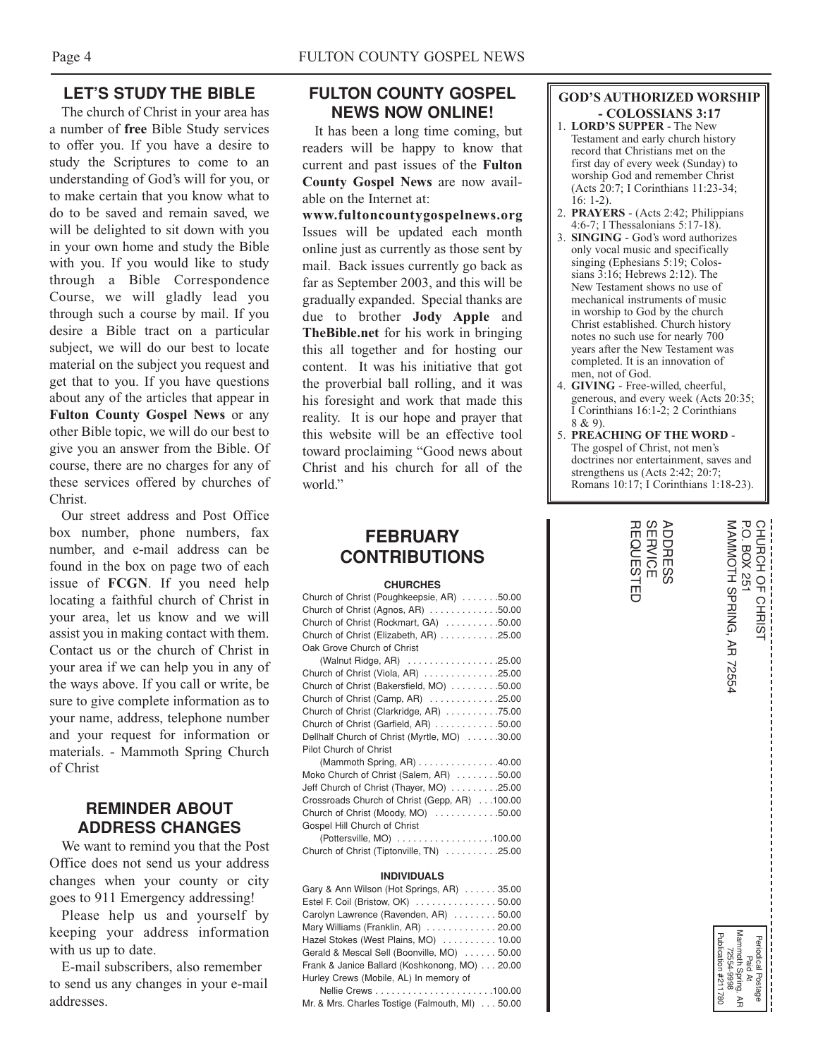## LET'S STUDY THE BIBLE

The church of Christ in your area has a number of **free** Bible Study services to offer you. If you have a desire to study the Scriptures to come to an understanding of God's will for you, or to make certain that you know what to do to be saved and remain saved, we will be delighted to sit down with you in your own home and study the Bible with you. If you would like to study through a Bible Correspondence Course, we will gladly lead you through such a course by mail. If you desire a Bible tract on a particular subject, we will do our best to locate material on the subject you request and get that to you. If you have questions about any of the articles that appear in **Fulton County Gospel News** or any other Bible topic, we will do our best to give you an answer from the Bible. Of course, there are no charges for any of these services offered by churches of Christ.

Our street address and Post Office box number, phone numbers, fax number, and e-mail address can be found in the box on page two of each issue of **FCGN**. If you need help locating a faithful church of Christ in your area, let us know and we will assist you in making contact with them. Contact us or the church of Christ in your area if we can help you in any of the ways above. If you call or write, be sure to give complete information as to your name, address, telephone number and your request for information or materials. - Mammoth Spring Church of Christ

## REMINDER ABOUT ADDRESS CHANGES

We want to remind you that the Post Office does not send us your address changes when your county or city goes to 911 Emergency addressing!

Please help us and yourself by keeping your address information with us up to date.

E-mail subscribers, also remember to send us any changes in your e-mail addresses.

## FULTON COUNTY GOSPEL NEWS NOW ONLINE!

It has been a long time coming, but readers will be happy to know that current and past issues of the **Fulton County Gospel News** are now available on the Internet at:

**www.fultoncountygospelnews.org**

Issues will be updated each month online just as currently as those sent by mail. Back issues currently go back as far as September 2003, and this will be gradually expanded. Special thanks are due to brother **Jody Apple** and **TheBible.net** for his work in bringing this all together and for hosting our content. It was his initiative that got the proverbial ball rolling, and it was his foresight and work that made this reality. It is our hope and prayer that this website will be an effective tool toward proclaiming "Good news about Christ and his church for all of the world."

## FEBRUARY CONTRIBUTIONS

### CHURCHES

Church of Christ (Poughkeepsie, AR) .......50.00
Church of Christ (Agnos, AR) .............50.00
Church of Christ (Rockmart, GA) ..........50.00
Church of Christ (Elizabeth, AR) ...........25.00
Oak Grove Church of Christ
(Walnut Ridge, AR) .................25.00
Church of Christ (Viola, AR) ..............25.00
Church of Christ (Bakersfield, MO) .........50.00
Church of Christ (Camp, AR) .............25.00
Church of Christ (Clarkridge, AR) ..........75.00
Church of Christ (Garfield, AR) ............50.00
Dellhalf Church of Christ (Myrtle, MO) ......30.00
Pilot Church of Christ
(Mammoth Spring, AR) ...............40.00
Moko Church of Christ (Salem, AR) ........50.00
Jeff Church of Christ (Thayer, MO) .........25.00
Crossroads Church of Christ (Gepp, AR) ...100.00
Church of Christ (Moody, MO) ............50.00
Gospel Hill Church of Christ
(Pottersville, MO) ..................100.00
Church of Christ (Tiptonville, TN) ..........25.00

### INDIVIDUALS

Gary & Ann Wilson (Hot Springs, AR) ...... 35.00
Estel F. Coil (Bristow, OK) ............... 50.00
Carolyn Lawrence (Ravenden, AR) ........ 50.00
Mary Williams (Franklin, AR) ............. 20.00
Hazel Stokes (West Plains, MO) .......... 10.00
Gerald & Mescal Sell (Boonville, MO) ...... 50.00
Frank & Janice Ballard (Koshkonong, MO) ... 20.00
Hurley Crews (Mobile, AL) In memory of
Nellie Crews ......................100.00
Mr. & Mrs. Charles Tostige (Falmouth, MI) ... 50.00

## GOD'S AUTHORIZED WORSHIP - COLOSSIANS 3:17

1. **LORD'S SUPPER** - The New Testament and early church history record that Christians met on the first day of every week (Sunday) to worship God and remember Christ (Acts 20:7; I Corinthians 11:23-34; 16: 1-2).
2. **PRAYERS** - (Acts 2:42; Philippians 4:6-7; I Thessalonians 5:17-18).
3. **SINGING** - God's word authorizes only vocal music and specifically singing (Ephesians 5:19; Colossians 3:16; Hebrews 2:12). The New Testament shows no use of mechanical instruments of music in worship to God by the church Christ established. Church history notes no such use for nearly 700 years after the New Testament was completed. It is an innovation of men, not of God.
4. **GIVING** - Free-willed, cheerful, generous, and every week (Acts 20:35; I Corinthians 16:1-2; 2 Corinthians 8 & 9).
5. **PREACHING OF THE WORD** - The gospel of Christ, not men's doctrines nor entertainment, saves and strengthens us (Acts 2:42; 20:7; Romans 10:17; I Corinthians 1:18-23).

CHURCH OF CHRIST
P.O. BOX 251
MAMMOTH SPRING, AR 72554

ADDRESS SERVICE REQUESTED

Periodical Postage
Paid At
Mammoth Spring, AR
72554-9998
Publication #211780